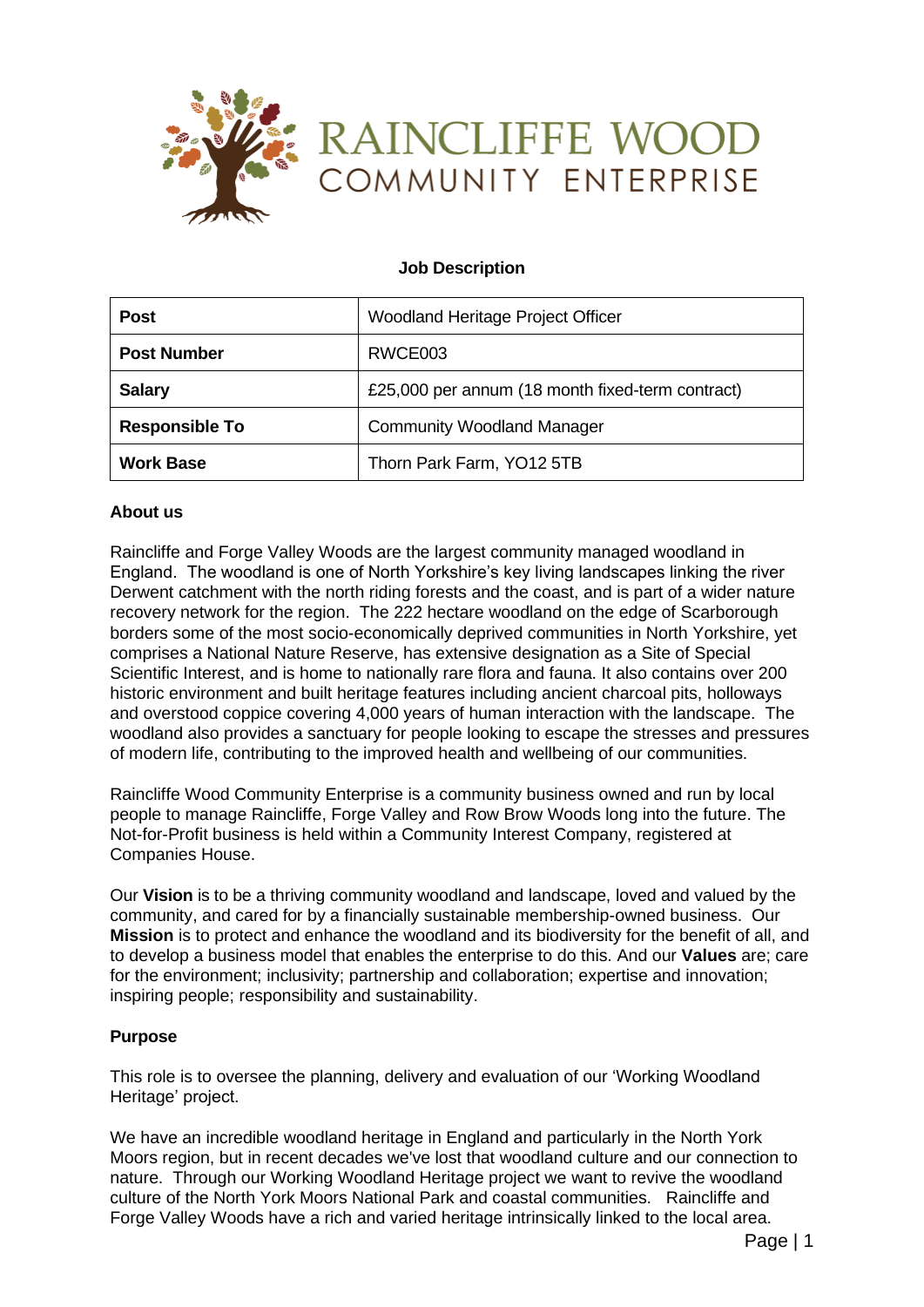RAINCLIFFE WOOD
COMMUNITY ENTERPRISE

**Job Description**

| **Post** | Woodland Heritage Project Officer |
|---|---|
| **Post Number** | RWCE003 |
| **Salary** | £25,000 per annum (18 month fixed-term contract) |
| **Responsible To** | Community Woodland Manager |
| **Work Base** | Thorn Park Farm, YO12 5TB |

**About us**

Raincliffe and Forge Valley Woods are the largest community managed woodland in England. The woodland is one of North Yorkshire's key living landscapes linking the river Derwent catchment with the north riding forests and the coast, and is part of a wider nature recovery network for the region. The 222 hectare woodland on the edge of Scarborough borders some of the most socio-economically deprived communities in North Yorkshire, yet comprises a National Nature Reserve, has extensive designation as a Site of Special Scientific Interest, and is home to nationally rare flora and fauna. It also contains over 200 historic environment and built heritage features including ancient charcoal pits, holloways and overstood coppice covering 4,000 years of human interaction with the landscape. The woodland also provides a sanctuary for people looking to escape the stresses and pressures of modern life, contributing to the improved health and wellbeing of our communities.

Raincliffe Wood Community Enterprise is a community business owned and run by local people to manage Raincliffe, Forge Valley and Row Brow Woods long into the future. The Not-for-Profit business is held within a Community Interest Company, registered at Companies House.

Our **Vision** is to be a thriving community woodland and landscape, loved and valued by the community, and cared for by a financially sustainable membership-owned business. Our **Mission** is to protect and enhance the woodland and its biodiversity for the benefit of all, and to develop a business model that enables the enterprise to do this. And our **Values** are; care for the environment; inclusivity; partnership and collaboration; expertise and innovation; inspiring people; responsibility and sustainability.

**Purpose**

This role is to oversee the planning, delivery and evaluation of our 'Working Woodland Heritage' project.

We have an incredible woodland heritage in England and particularly in the North York Moors region, but in recent decades we've lost that woodland culture and our connection to nature. Through our Working Woodland Heritage project we want to revive the woodland culture of the North York Moors National Park and coastal communities. Raincliffe and Forge Valley Woods have a rich and varied heritage intrinsically linked to the local area.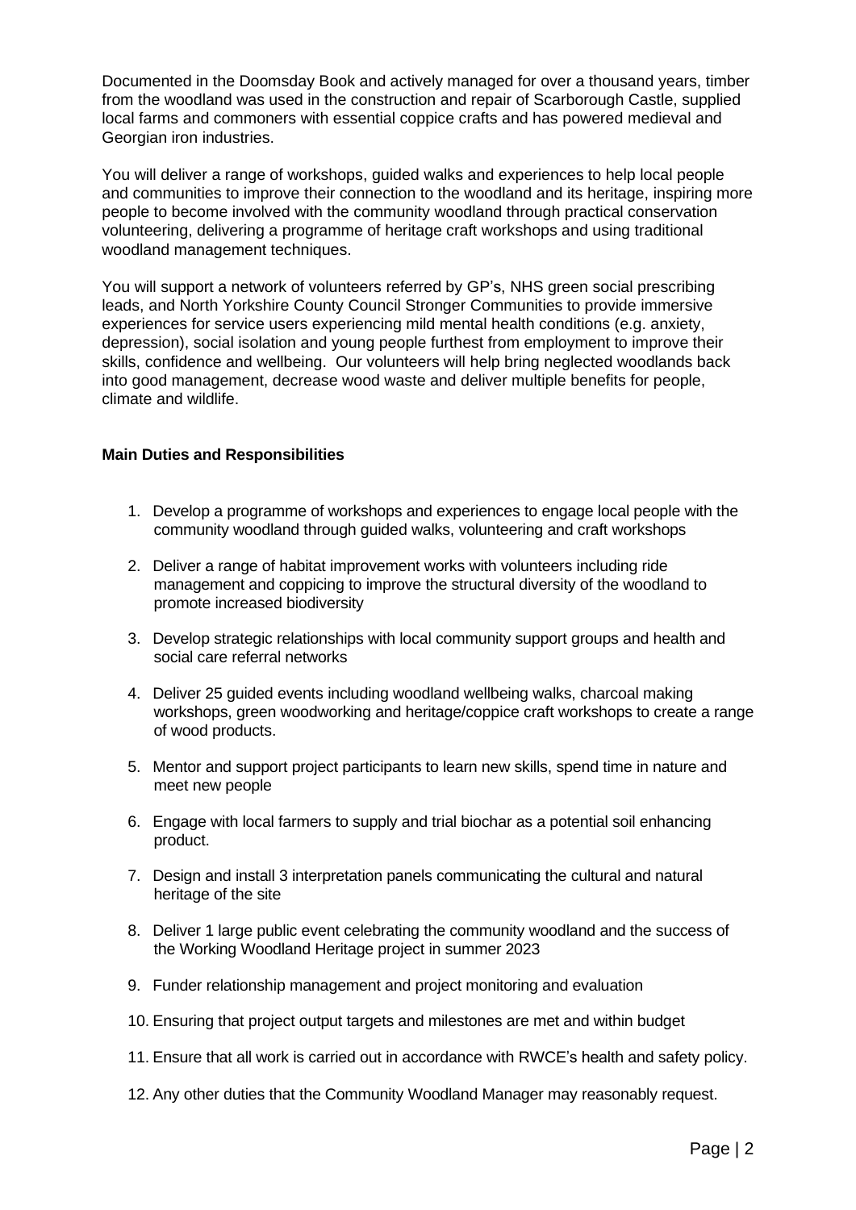Documented in the Doomsday Book and actively managed for over a thousand years, timber from the woodland was used in the construction and repair of Scarborough Castle, supplied local farms and commoners with essential coppice crafts and has powered medieval and Georgian iron industries.

You will deliver a range of workshops, guided walks and experiences to help local people and communities to improve their connection to the woodland and its heritage, inspiring more people to become involved with the community woodland through practical conservation volunteering, delivering a programme of heritage craft workshops and using traditional woodland management techniques.

You will support a network of volunteers referred by GP's, NHS green social prescribing leads, and North Yorkshire County Council Stronger Communities to provide immersive experiences for service users experiencing mild mental health conditions (e.g. anxiety, depression), social isolation and young people furthest from employment to improve their skills, confidence and wellbeing. Our volunteers will help bring neglected woodlands back into good management, decrease wood waste and deliver multiple benefits for people, climate and wildlife.

**Main Duties and Responsibilities**

1. Develop a programme of workshops and experiences to engage local people with the community woodland through guided walks, volunteering and craft workshops
2. Deliver a range of habitat improvement works with volunteers including ride management and coppicing to improve the structural diversity of the woodland to promote increased biodiversity
3. Develop strategic relationships with local community support groups and health and social care referral networks
4. Deliver 25 guided events including woodland wellbeing walks, charcoal making workshops, green woodworking and heritage/coppice craft workshops to create a range of wood products.
5. Mentor and support project participants to learn new skills, spend time in nature and meet new people
6. Engage with local farmers to supply and trial biochar as a potential soil enhancing product.
7. Design and install 3 interpretation panels communicating the cultural and natural heritage of the site
8. Deliver 1 large public event celebrating the community woodland and the success of the Working Woodland Heritage project in summer 2023
9. Funder relationship management and project monitoring and evaluation
10. Ensuring that project output targets and milestones are met and within budget
11. Ensure that all work is carried out in accordance with RWCE's health and safety policy.
12. Any other duties that the Community Woodland Manager may reasonably request.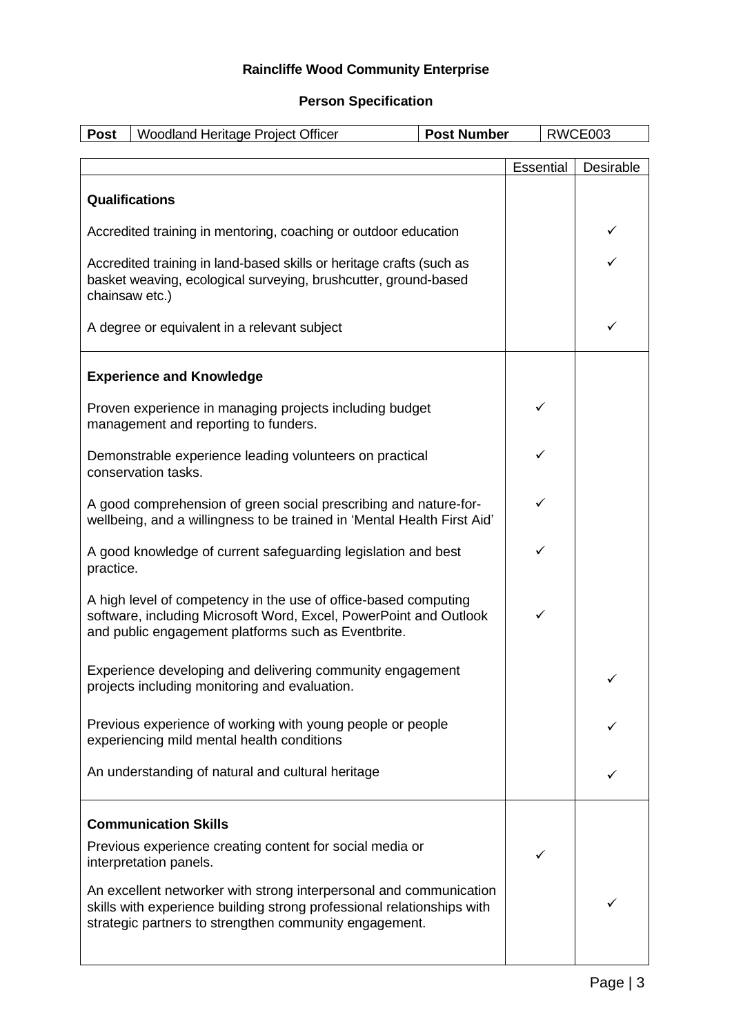**Raincliffe Wood Community Enterprise**

**Person Specification**

| **Post** | Woodland Heritage Project Officer | **Post Number** | RWCE003 |
|---|---|---|---|

| | Essential | Desirable |
|---|---|---|
| **Qualifications** | | |
| Accredited training in mentoring, coaching or outdoor education | | ✓ |
| Accredited training in land-based skills or heritage crafts (such as basket weaving, ecological surveying, brushcutter, ground-based chainsaw etc.) | | ✓ |
| A degree or equivalent in a relevant subject | | ✓ |
| **Experience and Knowledge** | | |
| Proven experience in managing projects including budget management and reporting to funders. | ✓ | |
| Demonstrable experience leading volunteers on practical conservation tasks. | ✓ | |
| A good comprehension of green social prescribing and nature-for-wellbeing, and a willingness to be trained in 'Mental Health First Aid' | ✓ | |
| A good knowledge of current safeguarding legislation and best practice. | ✓ | |
| A high level of competency in the use of office-based computing software, including Microsoft Word, Excel, PowerPoint and Outlook and public engagement platforms such as Eventbrite. | ✓ | |
| Experience developing and delivering community engagement projects including monitoring and evaluation. | | ✓ |
| Previous experience of working with young people or people experiencing mild mental health conditions | | ✓ |
| An understanding of natural and cultural heritage | | ✓ |
| **Communication Skills** | | |
| Previous experience creating content for social media or interpretation panels. | ✓ | |
| An excellent networker with strong interpersonal and communication skills with experience building strong professional relationships with strategic partners to strengthen community engagement. | | ✓ |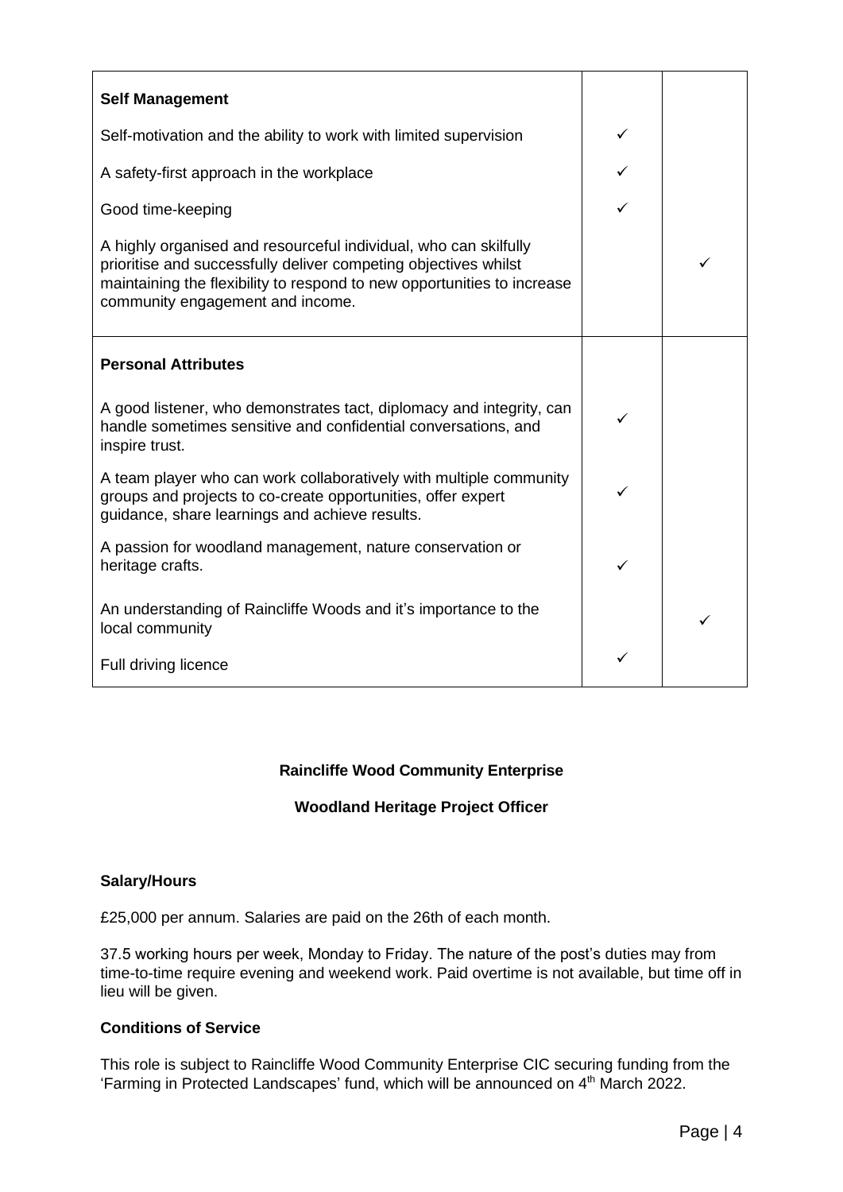| | | |
|---|---|---|
| **Self Management** | | |
| Self-motivation and the ability to work with limited supervision | ✓ | |
| A safety-first approach in the workplace | ✓ | |
| Good time-keeping | ✓ | |
| A highly organised and resourceful individual, who can skilfully prioritise and successfully deliver competing objectives whilst maintaining the flexibility to respond to new opportunities to increase community engagement and income. | | ✓ |
| **Personal Attributes** | | |
| A good listener, who demonstrates tact, diplomacy and integrity, can handle sometimes sensitive and confidential conversations, and inspire trust. | ✓ | |
| A team player who can work collaboratively with multiple community groups and projects to co-create opportunities, offer expert guidance, share learnings and achieve results. | ✓ | |
| A passion for woodland management, nature conservation or heritage crafts. | ✓ | |
| An understanding of Raincliffe Woods and it's importance to the local community | | ✓ |
| Full driving licence | ✓ | |

**Raincliffe Wood Community Enterprise**

**Woodland Heritage Project Officer**

**Salary/Hours**

£25,000 per annum. Salaries are paid on the 26th of each month.

37.5 working hours per week, Monday to Friday. The nature of the post's duties may from time-to-time require evening and weekend work. Paid overtime is not available, but time off in lieu will be given.

**Conditions of Service**

This role is subject to Raincliffe Wood Community Enterprise CIC securing funding from the 'Farming in Protected Landscapes' fund, which will be announced on 4th March 2022.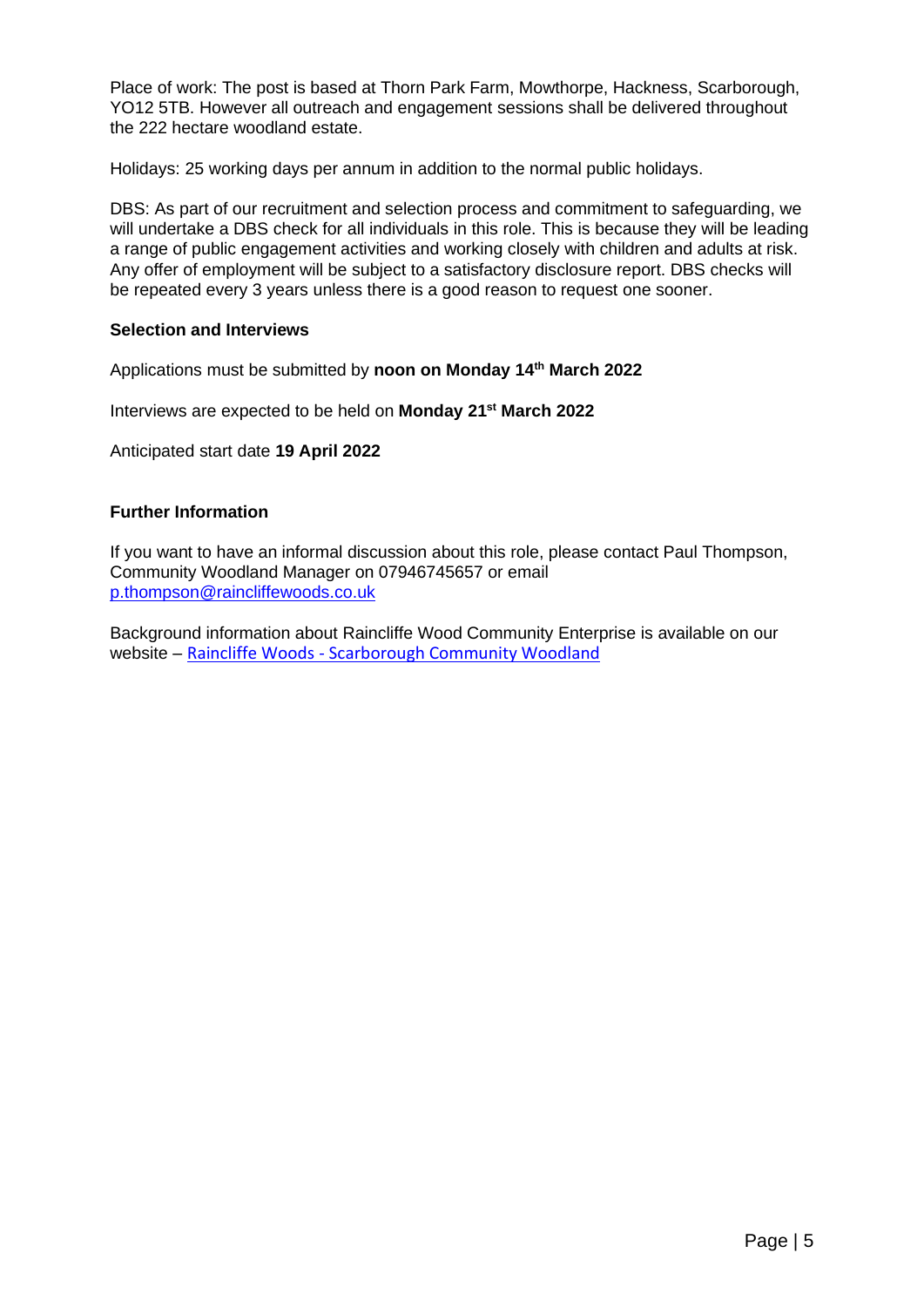Place of work: The post is based at Thorn Park Farm, Mowthorpe, Hackness, Scarborough, YO12 5TB. However all outreach and engagement sessions shall be delivered throughout the 222 hectare woodland estate.

Holidays: 25 working days per annum in addition to the normal public holidays.

DBS: As part of our recruitment and selection process and commitment to safeguarding, we will undertake a DBS check for all individuals in this role. This is because they will be leading a range of public engagement activities and working closely with children and adults at risk. Any offer of employment will be subject to a satisfactory disclosure report. DBS checks will be repeated every 3 years unless there is a good reason to request one sooner.

**Selection and Interviews**

Applications must be submitted by **noon on Monday 14th March 2022**

Interviews are expected to be held on **Monday 21st March 2022**

Anticipated start date **19 April 2022**

**Further Information**

If you want to have an informal discussion about this role, please contact Paul Thompson, Community Woodland Manager on 07946745657 or email p.thompson@raincliffewoods.co.uk

Background information about Raincliffe Wood Community Enterprise is available on our website – Raincliffe Woods - Scarborough Community Woodland